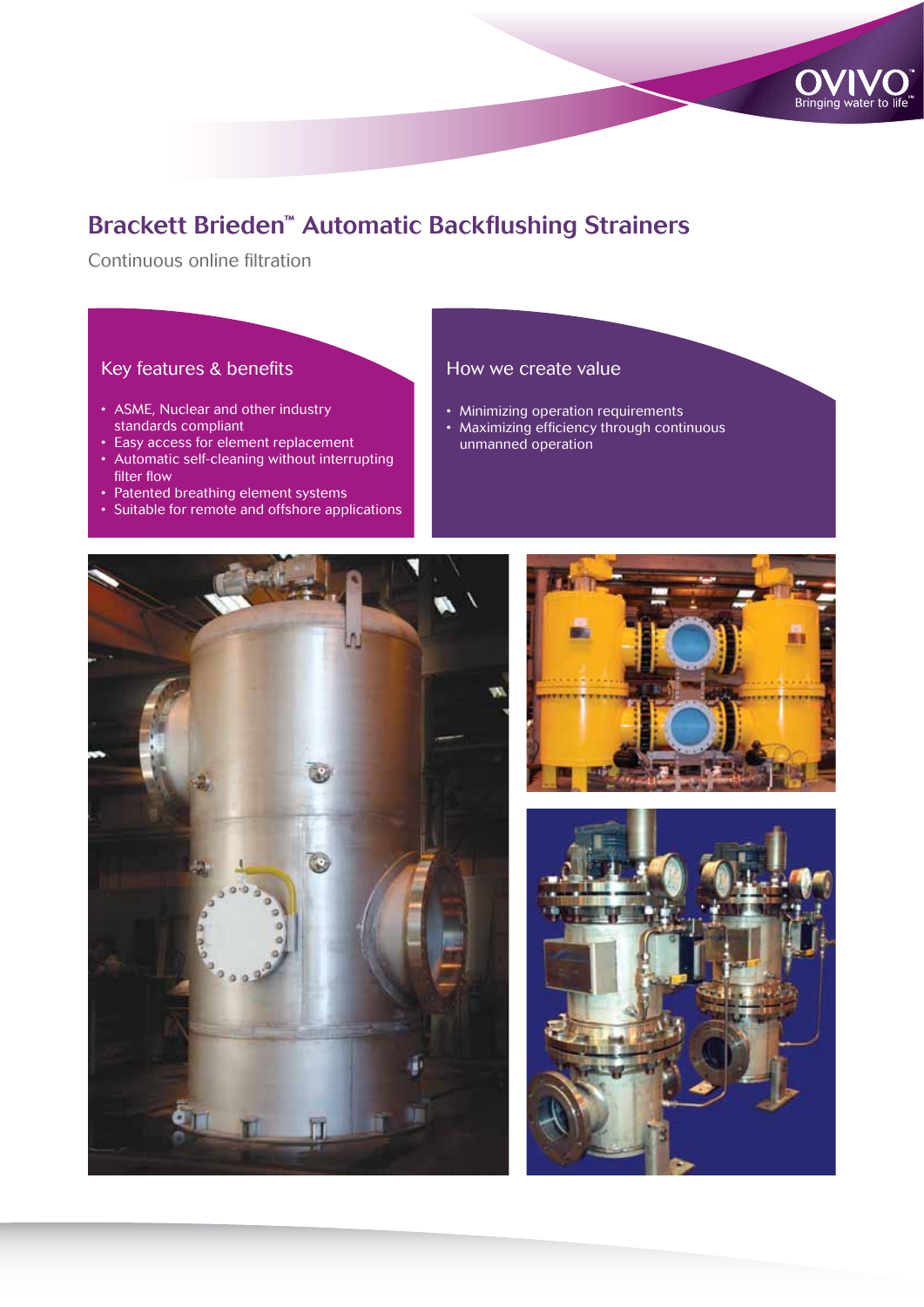# Brackett Brieden™ Automatic Backflushing Strainers

Continuous online filtration

## Key features & benefits

- ASME, Nuclear and other industry standards compliant
- Easy access for element replacement
- Automatic self-cleaning without interrupting filter flow
- Patented breathing element systems
- Suitable for remote and offshore applications

## How we create value

- Minimizing operation requirements
- Maximizing efficiency through continuous unmanned operation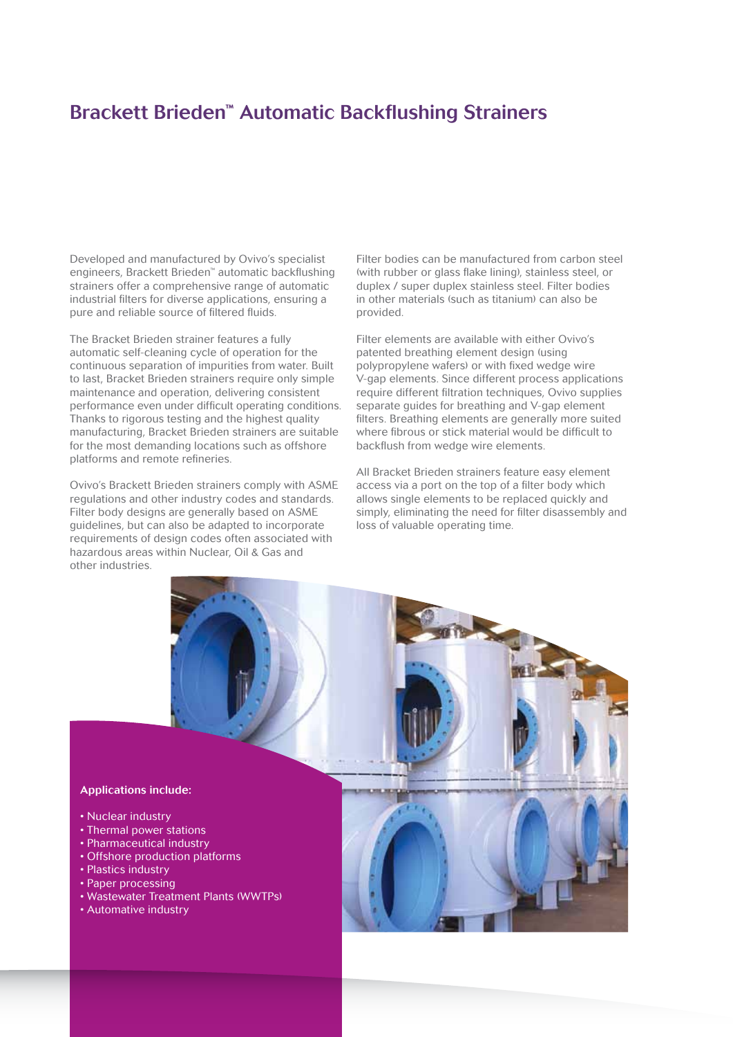# Brackett Brieden™ Automatic Backflushing Strainers

Developed and manufactured by Ovivo's specialist engineers, Brackett Brieden™ automatic backflushing strainers offer a comprehensive range of automatic industrial filters for diverse applications, ensuring a pure and reliable source of filtered fluids.

The Bracket Brieden strainer features a fully automatic self-cleaning cycle of operation for the continuous separation of impurities from water. Built to last, Bracket Brieden strainers require only simple maintenance and operation, delivering consistent performance even under difficult operating conditions. Thanks to rigorous testing and the highest quality manufacturing, Bracket Brieden strainers are suitable for the most demanding locations such as offshore platforms and remote refineries.

Ovivo's Brackett Brieden strainers comply with ASME regulations and other industry codes and standards. Filter body designs are generally based on ASME guidelines, but can also be adapted to incorporate requirements of design codes often associated with hazardous areas within Nuclear, Oil & Gas and other industries.

Filter bodies can be manufactured from carbon steel (with rubber or glass flake lining), stainless steel, or duplex / super duplex stainless steel. Filter bodies in other materials (such as titanium) can also be provided.

Filter elements are available with either Ovivo's patented breathing element design (using polypropylene wafers) or with fixed wedge wire V-gap elements. Since different process applications require different filtration techniques, Ovivo supplies separate guides for breathing and V-gap element filters. Breathing elements are generally more suited where fibrous or stick material would be difficult to backflush from wedge wire elements.

All Bracket Brieden strainers feature easy element access via a port on the top of a filter body which allows single elements to be replaced quickly and simply, eliminating the need for filter disassembly and loss of valuable operating time.

**Applications include:**

- Nuclear industry
- Thermal power stations
- Pharmaceutical industry
- Offshore production platforms
- Plastics industry
- Paper processing
- Wastewater Treatment Plants (WWTPs)
- Automative industry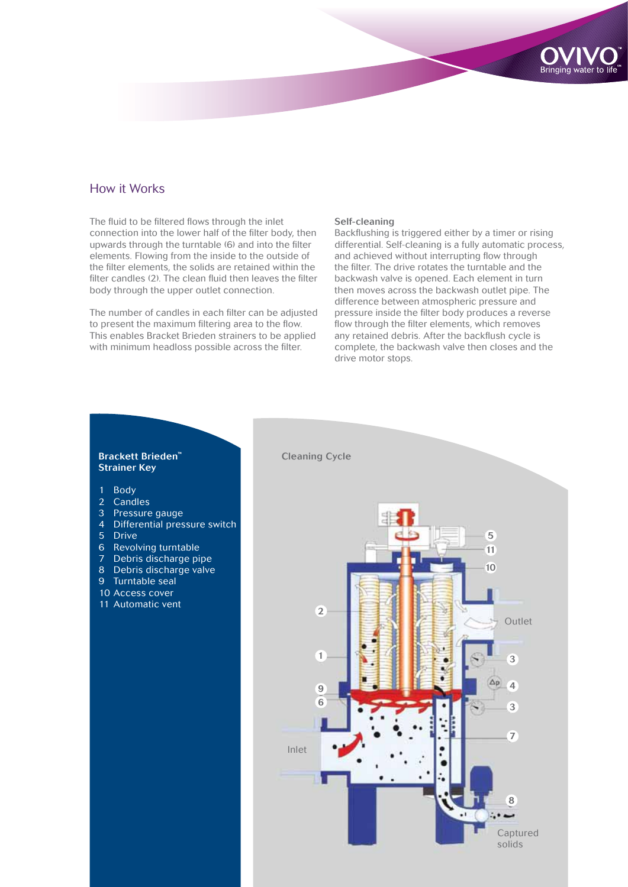## How it Works

The fluid to be filtered flows through the inlet connection into the lower half of the filter body, then upwards through the turntable (6) and into the filter elements. Flowing from the inside to the outside of the filter elements, the solids are retained within the filter candles (2). The clean fluid then leaves the filter body through the upper outlet connection.

The number of candles in each filter can be adjusted to present the maximum filtering area to the flow. This enables Bracket Brieden strainers to be applied with minimum headloss possible across the filter.

**Self-cleaning**
Backflushing is triggered either by a timer or rising differential. Self-cleaning is a fully automatic process, and achieved without interrupting flow through the filter. The drive rotates the turntable and the backwash valve is opened. Each element in turn then moves across the backwash outlet pipe. The difference between atmospheric pressure and pressure inside the filter body produces a reverse flow through the filter elements, which removes any retained debris. After the backflush cycle is complete, the backwash valve then closes and the drive motor stops.

**Brackett Brieden™ Strainer Key**

1. Body
2. Candles
3. Pressure gauge
4. Differential pressure switch
5. Drive
6. Revolving turntable
7. Debris discharge pipe
8. Debris discharge valve
9. Turntable seal
10. Access cover
11. Automatic vent

**Cleaning Cycle**

Outlet

Inlet

Captured solids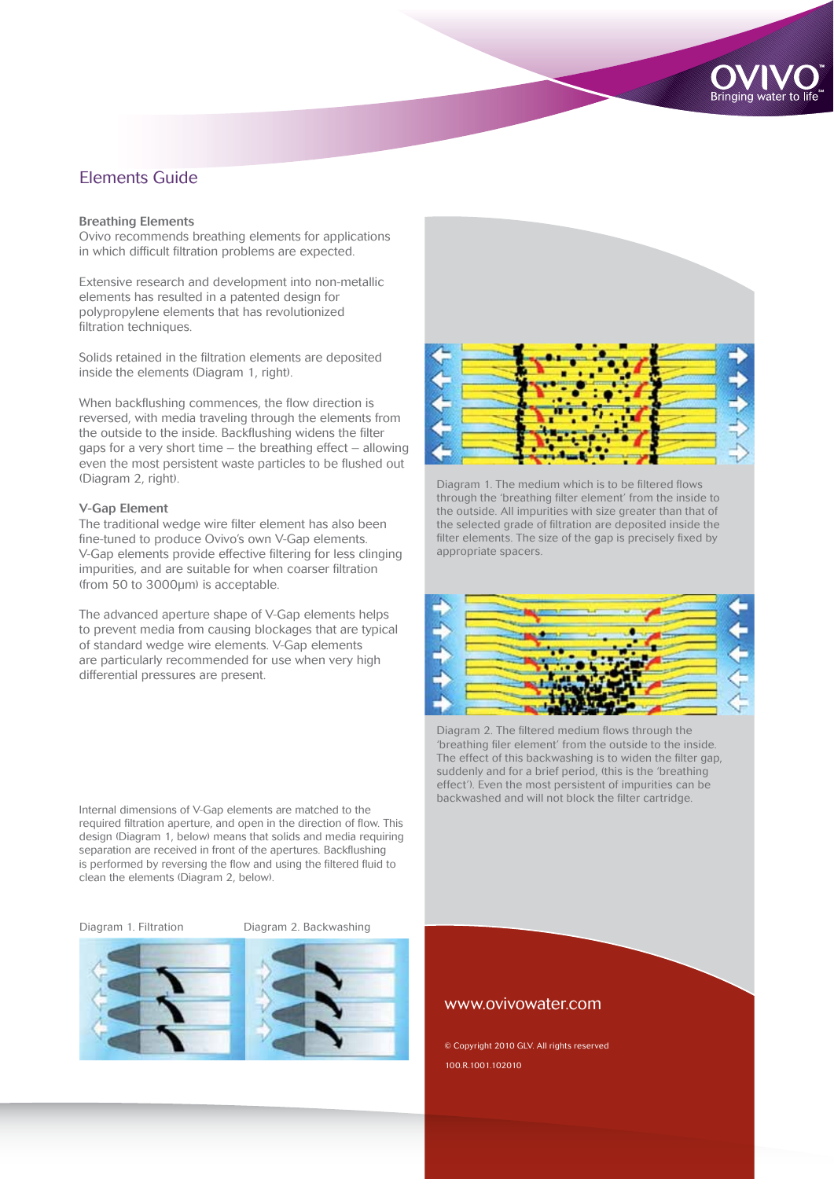# Elements Guide

### Breathing Elements

Ovivo recommends breathing elements for applications in which difficult filtration problems are expected.

Extensive research and development into non-metallic elements has resulted in a patented design for polypropylene elements that has revolutionized filtration techniques.

Solids retained in the filtration elements are deposited inside the elements (Diagram 1, right).

When backflushing commences, the flow direction is reversed, with media traveling through the elements from the outside to the inside. Backflushing widens the filter gaps for a very short time – the breathing effect – allowing even the most persistent waste particles to be flushed out (Diagram 2, right).

### V-Gap Element

The traditional wedge wire filter element has also been fine-tuned to produce Ovivo's own V-Gap elements. V-Gap elements provide effective filtering for less clinging impurities, and are suitable for when coarser filtration (from 50 to 3000μm) is acceptable.

The advanced aperture shape of V-Gap elements helps to prevent media from causing blockages that are typical of standard wedge wire elements. V-Gap elements are particularly recommended for use when very high differential pressures are present.

Internal dimensions of V-Gap elements are matched to the required filtration aperture, and open in the direction of flow. This design (Diagram 1, below) means that solids and media requiring separation are received in front of the apertures. Backflushing is performed by reversing the flow and using the filtered fluid to clean the elements (Diagram 2, below).

Diagram 1. Filtration

Diagram 2. Backwashing

Diagram 1. The medium which is to be filtered flows through the 'breathing filter element' from the inside to the outside. All impurities with size greater than that of the selected grade of filtration are deposited inside the filter elements. The size of the gap is precisely fixed by appropriate spacers.

Diagram 2. The filtered medium flows through the 'breathing filer element' from the outside to the inside. The effect of this backwashing is to widen the filter gap, suddenly and for a brief period, (this is the 'breathing effect'). Even the most persistent of impurities can be backwashed and will not block the filter cartridge.

www.ovivowater.com

© Copyright 2010 GLV. All rights reserved

100.R.1001.102010